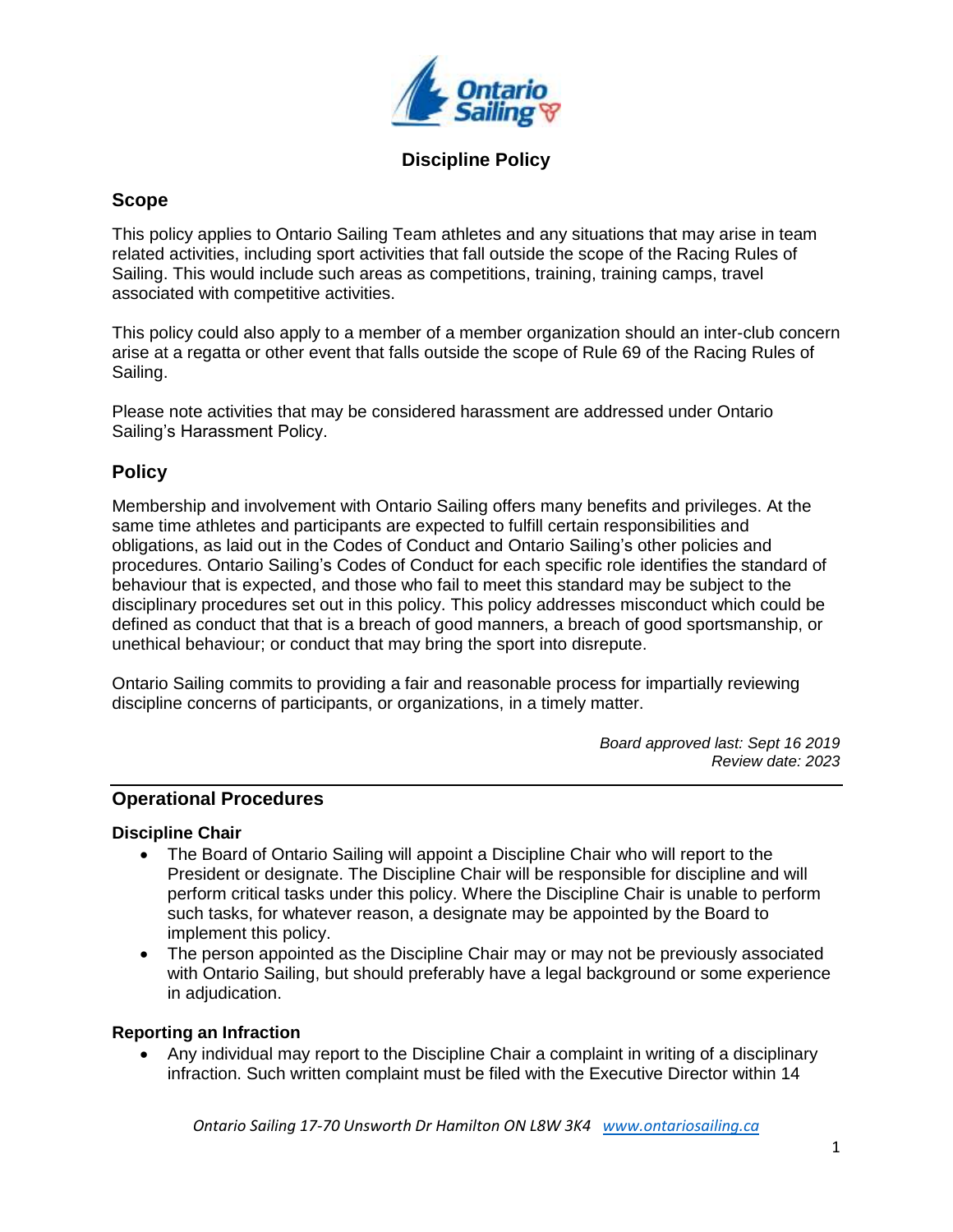# Discipline Policy

## Scope

This policy applies to Ontario Sailing Team athletes and any situations that may arise in team related activities, including sport activities that fall outside the scope of the Racing Rules of Sailing. This would include such areas as competitions, training, training camps, travel associated with competitive activities.

This policy could also apply to a member of a member organization should an inter-club concern arise at a regatta or other event that falls outside the scope of Rule 69 of the Racing Rules of Sailing.

Please note activities that may be considered harassment are addressed under Ontario Sailing's Harassment Policy.

## Policy

Membership and involvement with Ontario Sailing offers many benefits and privileges. At the same time athletes and participants are expected to fulfill certain responsibilities and obligations, as laid out in the Codes of Conduct and Ontario Sailing's other policies and procedures. Ontario Sailing's Codes of Conduct for each specific role identifies the standard of behaviour that is expected, and those who fail to meet this standard may be subject to the disciplinary procedures set out in this policy. This policy addresses misconduct which could be defined as conduct that that is a breach of good manners, a breach of good sportsmanship, or unethical behaviour; or conduct that may bring the sport into disrepute.

Ontario Sailing commits to providing a fair and reasonable process for impartially reviewing discipline concerns of participants, or organizations, in a timely matter.

*Board approved last: Sept 16 2019*
*Review date: 2023*

---

## Operational Procedures

### Discipline Chair

- The Board of Ontario Sailing will appoint a Discipline Chair who will report to the President or designate. The Discipline Chair will be responsible for discipline and will perform critical tasks under this policy. Where the Discipline Chair is unable to perform such tasks, for whatever reason, a designate may be appointed by the Board to implement this policy.
- The person appointed as the Discipline Chair may or may not be previously associated with Ontario Sailing, but should preferably have a legal background or some experience in adjudication.

### Reporting an Infraction

- Any individual may report to the Discipline Chair a complaint in writing of a disciplinary infraction. Such written complaint must be filed with the Executive Director within 14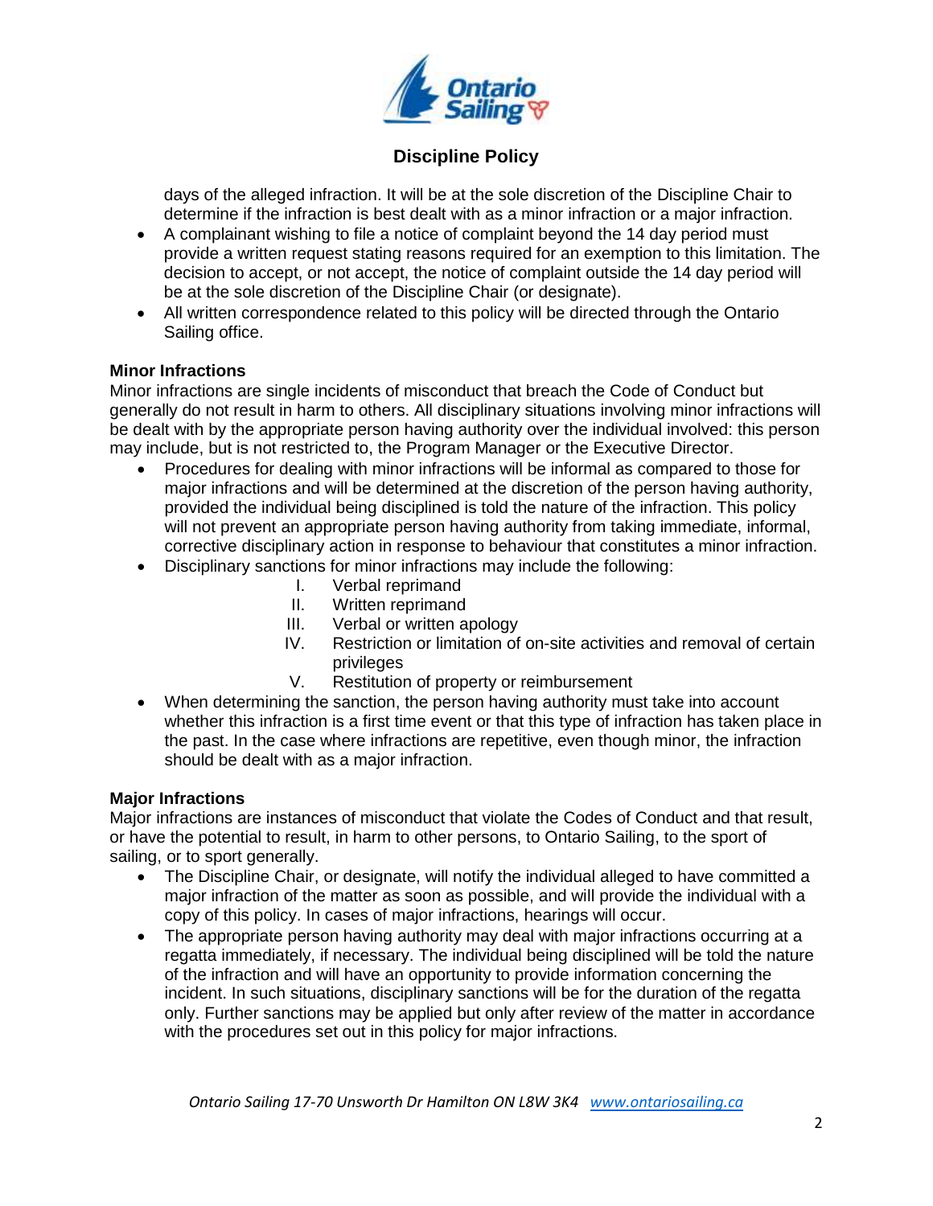days of the alleged infraction. It will be at the sole discretion of the Discipline Chair to determine if the infraction is best dealt with as a minor infraction or a major infraction.

- A complainant wishing to file a notice of complaint beyond the 14 day period must provide a written request stating reasons required for an exemption to this limitation. The decision to accept, or not accept, the notice of complaint outside the 14 day period will be at the sole discretion of the Discipline Chair (or designate).
- All written correspondence related to this policy will be directed through the Ontario Sailing office.

**Minor Infractions**

Minor infractions are single incidents of misconduct that breach the Code of Conduct but generally do not result in harm to others. All disciplinary situations involving minor infractions will be dealt with by the appropriate person having authority over the individual involved: this person may include, but is not restricted to, the Program Manager or the Executive Director.

- Procedures for dealing with minor infractions will be informal as compared to those for major infractions and will be determined at the discretion of the person having authority, provided the individual being disciplined is told the nature of the infraction. This policy will not prevent an appropriate person having authority from taking immediate, informal, corrective disciplinary action in response to behaviour that constitutes a minor infraction.
- Disciplinary sanctions for minor infractions may include the following:
  - I. Verbal reprimand
  - II. Written reprimand
  - III. Verbal or written apology
  - IV. Restriction or limitation of on-site activities and removal of certain privileges
  - V. Restitution of property or reimbursement
- When determining the sanction, the person having authority must take into account whether this infraction is a first time event or that this type of infraction has taken place in the past. In the case where infractions are repetitive, even though minor, the infraction should be dealt with as a major infraction.

**Major Infractions**

Major infractions are instances of misconduct that violate the Codes of Conduct and that result, or have the potential to result, in harm to other persons, to Ontario Sailing, to the sport of sailing, or to sport generally.

- The Discipline Chair, or designate, will notify the individual alleged to have committed a major infraction of the matter as soon as possible, and will provide the individual with a copy of this policy. In cases of major infractions, hearings will occur.
- The appropriate person having authority may deal with major infractions occurring at a regatta immediately, if necessary. The individual being disciplined will be told the nature of the infraction and will have an opportunity to provide information concerning the incident. In such situations, disciplinary sanctions will be for the duration of the regatta only. Further sanctions may be applied but only after review of the matter in accordance with the procedures set out in this policy for major infractions.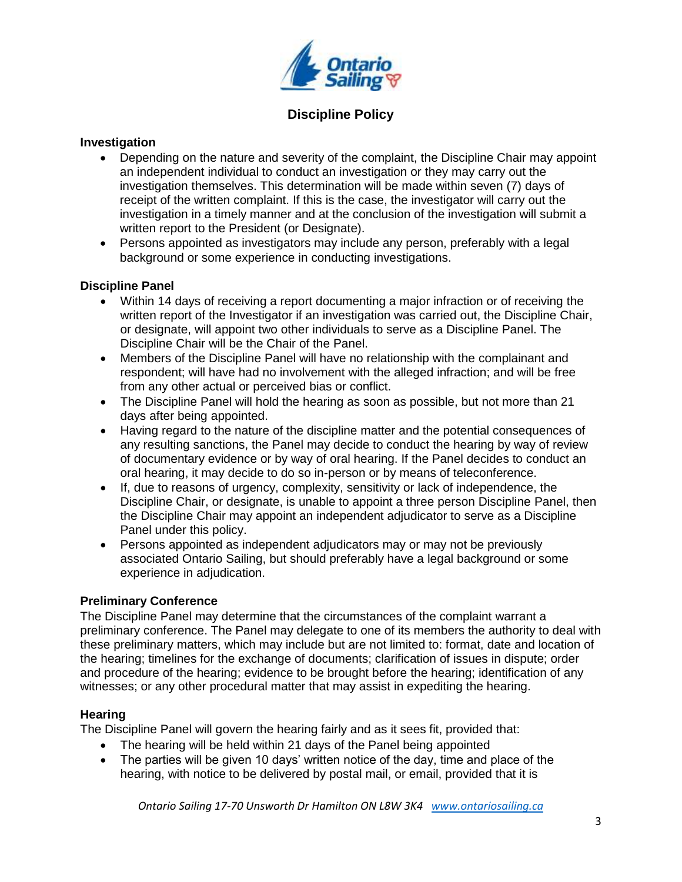## Discipline Policy

### Investigation

- Depending on the nature and severity of the complaint, the Discipline Chair may appoint an independent individual to conduct an investigation or they may carry out the investigation themselves. This determination will be made within seven (7) days of receipt of the written complaint. If this is the case, the investigator will carry out the investigation in a timely manner and at the conclusion of the investigation will submit a written report to the President (or Designate).
- Persons appointed as investigators may include any person, preferably with a legal background or some experience in conducting investigations.

### Discipline Panel

- Within 14 days of receiving a report documenting a major infraction or of receiving the written report of the Investigator if an investigation was carried out, the Discipline Chair, or designate, will appoint two other individuals to serve as a Discipline Panel. The Discipline Chair will be the Chair of the Panel.
- Members of the Discipline Panel will have no relationship with the complainant and respondent; will have had no involvement with the alleged infraction; and will be free from any other actual or perceived bias or conflict.
- The Discipline Panel will hold the hearing as soon as possible, but not more than 21 days after being appointed.
- Having regard to the nature of the discipline matter and the potential consequences of any resulting sanctions, the Panel may decide to conduct the hearing by way of review of documentary evidence or by way of oral hearing. If the Panel decides to conduct an oral hearing, it may decide to do so in-person or by means of teleconference.
- If, due to reasons of urgency, complexity, sensitivity or lack of independence, the Discipline Chair, or designate, is unable to appoint a three person Discipline Panel, then the Discipline Chair may appoint an independent adjudicator to serve as a Discipline Panel under this policy.
- Persons appointed as independent adjudicators may or may not be previously associated Ontario Sailing, but should preferably have a legal background or some experience in adjudication.

### Preliminary Conference

The Discipline Panel may determine that the circumstances of the complaint warrant a preliminary conference. The Panel may delegate to one of its members the authority to deal with these preliminary matters, which may include but are not limited to: format, date and location of the hearing; timelines for the exchange of documents; clarification of issues in dispute; order and procedure of the hearing; evidence to be brought before the hearing; identification of any witnesses; or any other procedural matter that may assist in expediting the hearing.

### Hearing

The Discipline Panel will govern the hearing fairly and as it sees fit, provided that:

- The hearing will be held within 21 days of the Panel being appointed
- The parties will be given 10 days' written notice of the day, time and place of the hearing, with notice to be delivered by postal mail, or email, provided that it is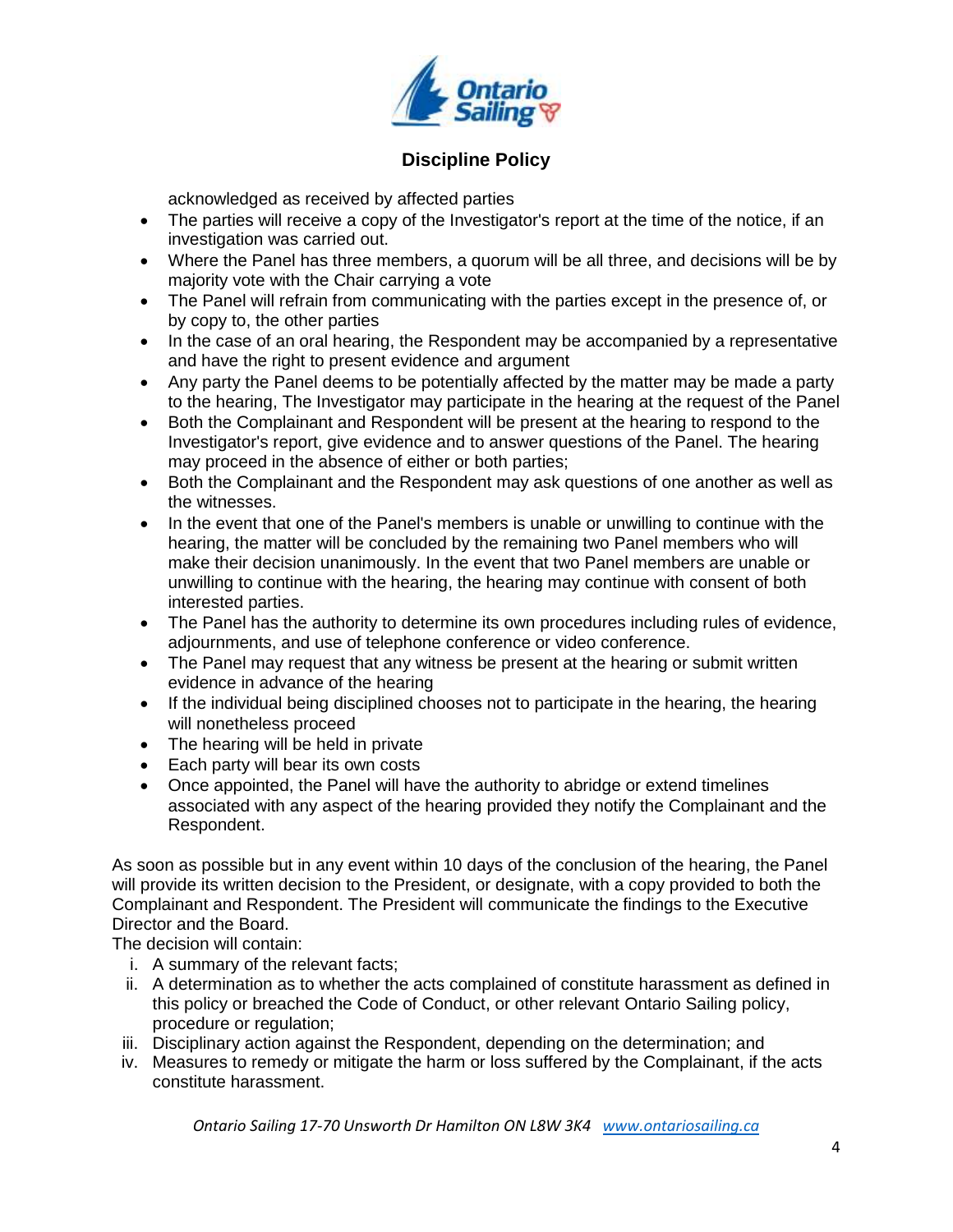acknowledged as received by affected parties

- The parties will receive a copy of the Investigator's report at the time of the notice, if an investigation was carried out.
- Where the Panel has three members, a quorum will be all three, and decisions will be by majority vote with the Chair carrying a vote
- The Panel will refrain from communicating with the parties except in the presence of, or by copy to, the other parties
- In the case of an oral hearing, the Respondent may be accompanied by a representative and have the right to present evidence and argument
- Any party the Panel deems to be potentially affected by the matter may be made a party to the hearing, The Investigator may participate in the hearing at the request of the Panel
- Both the Complainant and Respondent will be present at the hearing to respond to the Investigator's report, give evidence and to answer questions of the Panel. The hearing may proceed in the absence of either or both parties;
- Both the Complainant and the Respondent may ask questions of one another as well as the witnesses.
- In the event that one of the Panel's members is unable or unwilling to continue with the hearing, the matter will be concluded by the remaining two Panel members who will make their decision unanimously. In the event that two Panel members are unable or unwilling to continue with the hearing, the hearing may continue with consent of both interested parties.
- The Panel has the authority to determine its own procedures including rules of evidence, adjournments, and use of telephone conference or video conference.
- The Panel may request that any witness be present at the hearing or submit written evidence in advance of the hearing
- If the individual being disciplined chooses not to participate in the hearing, the hearing will nonetheless proceed
- The hearing will be held in private
- Each party will bear its own costs
- Once appointed, the Panel will have the authority to abridge or extend timelines associated with any aspect of the hearing provided they notify the Complainant and the Respondent.

As soon as possible but in any event within 10 days of the conclusion of the hearing, the Panel will provide its written decision to the President, or designate, with a copy provided to both the Complainant and Respondent. The President will communicate the findings to the Executive Director and the Board.

The decision will contain:

i. A summary of the relevant facts;
ii. A determination as to whether the acts complained of constitute harassment as defined in this policy or breached the Code of Conduct, or other relevant Ontario Sailing policy, procedure or regulation;
iii. Disciplinary action against the Respondent, depending on the determination; and
iv. Measures to remedy or mitigate the harm or loss suffered by the Complainant, if the acts constitute harassment.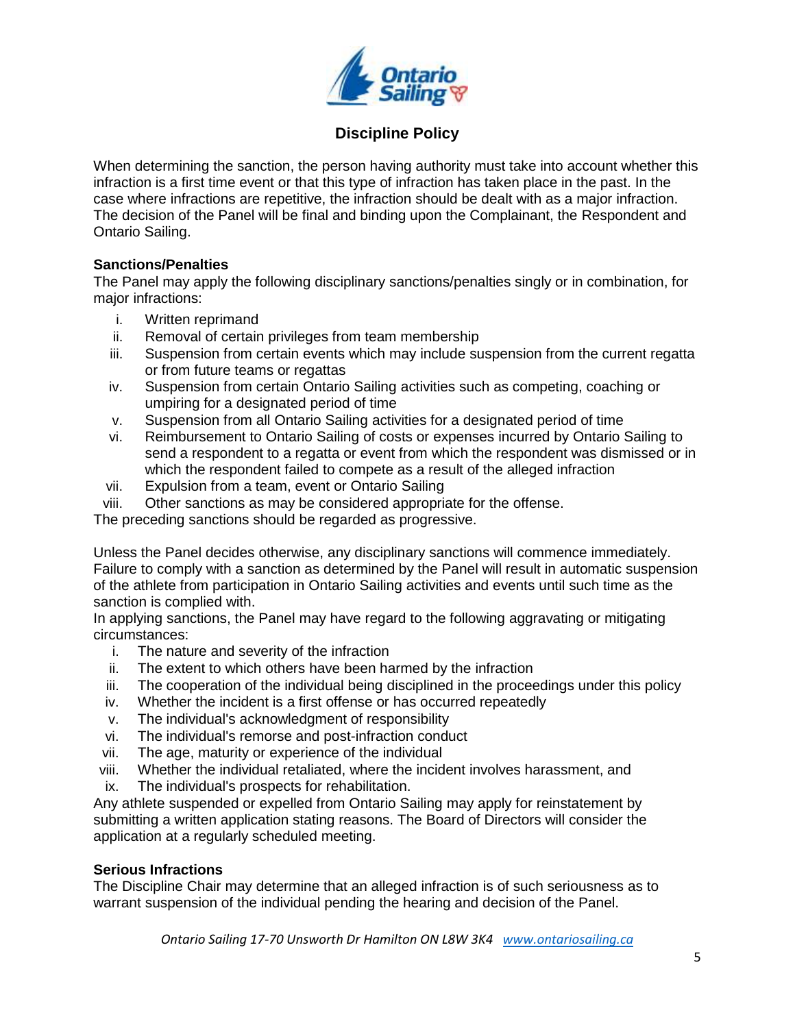# Discipline Policy

When determining the sanction, the person having authority must take into account whether this infraction is a first time event or that this type of infraction has taken place in the past. In the case where infractions are repetitive, the infraction should be dealt with as a major infraction. The decision of the Panel will be final and binding upon the Complainant, the Respondent and Ontario Sailing.

**Sanctions/Penalties**

The Panel may apply the following disciplinary sanctions/penalties singly or in combination, for major infractions:

i. Written reprimand
ii. Removal of certain privileges from team membership
iii. Suspension from certain events which may include suspension from the current regatta or from future teams or regattas
iv. Suspension from certain Ontario Sailing activities such as competing, coaching or umpiring for a designated period of time
v. Suspension from all Ontario Sailing activities for a designated period of time
vi. Reimbursement to Ontario Sailing of costs or expenses incurred by Ontario Sailing to send a respondent to a regatta or event from which the respondent was dismissed or in which the respondent failed to compete as a result of the alleged infraction
vii. Expulsion from a team, event or Ontario Sailing
viii. Other sanctions as may be considered appropriate for the offense.

The preceding sanctions should be regarded as progressive.

Unless the Panel decides otherwise, any disciplinary sanctions will commence immediately. Failure to comply with a sanction as determined by the Panel will result in automatic suspension of the athlete from participation in Ontario Sailing activities and events until such time as the sanction is complied with.

In applying sanctions, the Panel may have regard to the following aggravating or mitigating circumstances:

i. The nature and severity of the infraction
ii. The extent to which others have been harmed by the infraction
iii. The cooperation of the individual being disciplined in the proceedings under this policy
iv. Whether the incident is a first offense or has occurred repeatedly
v. The individual's acknowledgment of responsibility
vi. The individual's remorse and post-infraction conduct
vii. The age, maturity or experience of the individual
viii. Whether the individual retaliated, where the incident involves harassment, and
ix. The individual's prospects for rehabilitation.

Any athlete suspended or expelled from Ontario Sailing may apply for reinstatement by submitting a written application stating reasons. The Board of Directors will consider the application at a regularly scheduled meeting.

**Serious Infractions**

The Discipline Chair may determine that an alleged infraction is of such seriousness as to warrant suspension of the individual pending the hearing and decision of the Panel.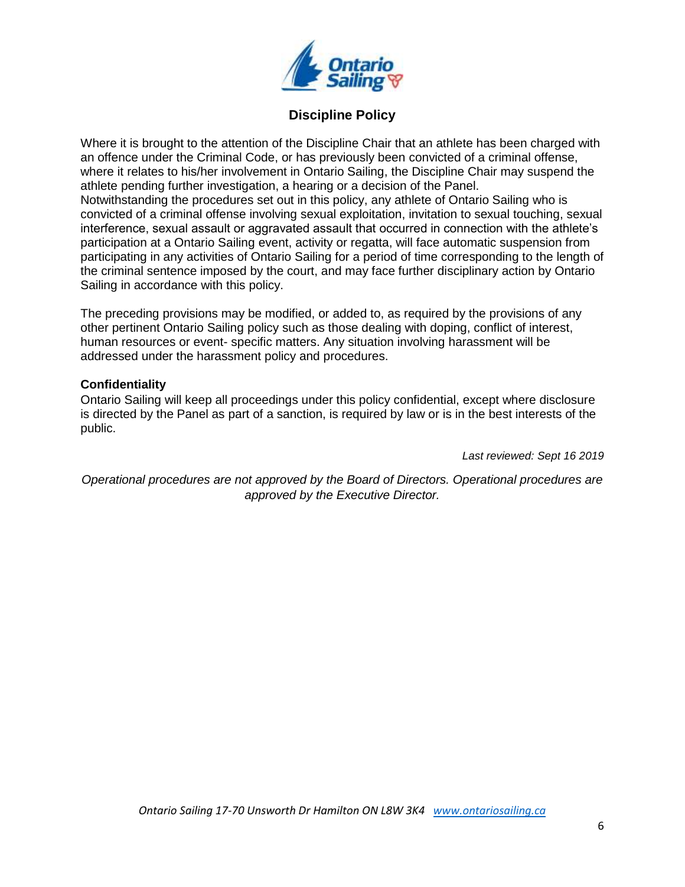# Discipline Policy

Where it is brought to the attention of the Discipline Chair that an athlete has been charged with an offence under the Criminal Code, or has previously been convicted of a criminal offense, where it relates to his/her involvement in Ontario Sailing, the Discipline Chair may suspend the athlete pending further investigation, a hearing or a decision of the Panel.
Notwithstanding the procedures set out in this policy, any athlete of Ontario Sailing who is convicted of a criminal offense involving sexual exploitation, invitation to sexual touching, sexual interference, sexual assault or aggravated assault that occurred in connection with the athlete's participation at a Ontario Sailing event, activity or regatta, will face automatic suspension from participating in any activities of Ontario Sailing for a period of time corresponding to the length of the criminal sentence imposed by the court, and may face further disciplinary action by Ontario Sailing in accordance with this policy.

The preceding provisions may be modified, or added to, as required by the provisions of any other pertinent Ontario Sailing policy such as those dealing with doping, conflict of interest, human resources or event- specific matters. Any situation involving harassment will be addressed under the harassment policy and procedures.

**Confidentiality**
Ontario Sailing will keep all proceedings under this policy confidential, except where disclosure is directed by the Panel as part of a sanction, is required by law or is in the best interests of the public.

*Last reviewed: Sept 16 2019*

*Operational procedures are not approved by the Board of Directors. Operational procedures are approved by the Executive Director.*

*Ontario Sailing 17-70 Unsworth Dr Hamilton ON L8W 3K4 www.ontariosailing.ca*